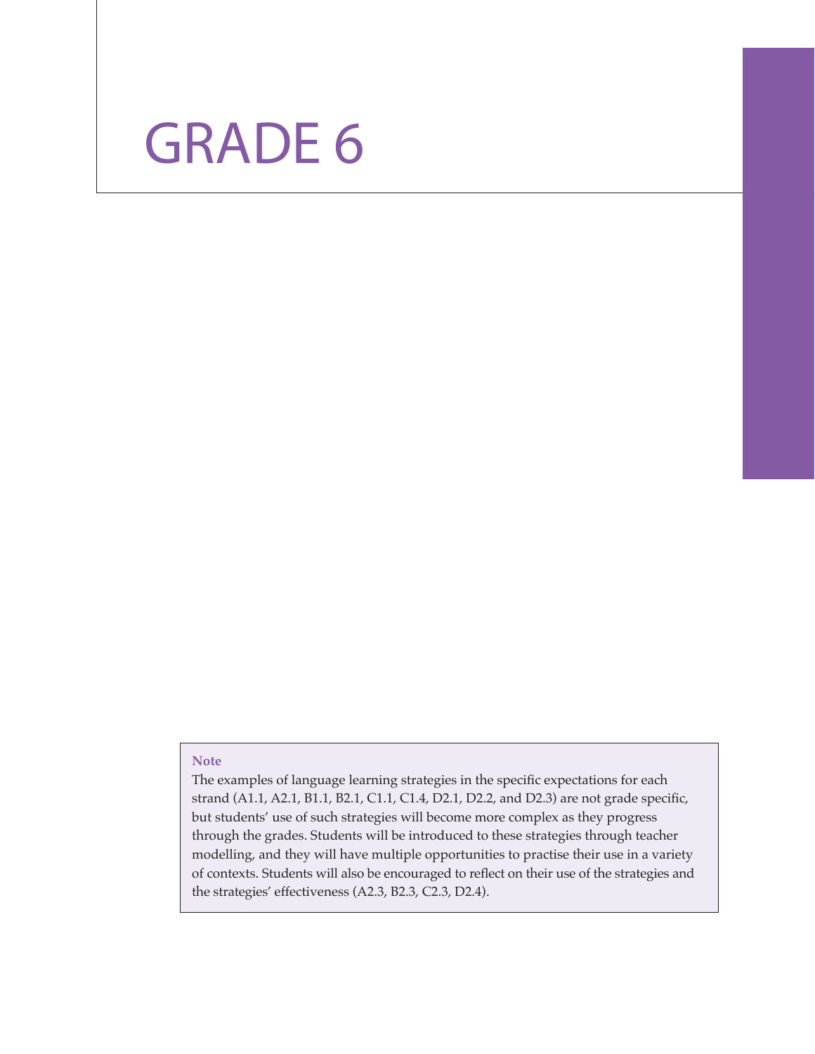# GRADE 6

**Note**

The examples of language learning strategies in the specific expectations for each strand (A1.1, A2.1, B1.1, B2.1, C1.1, C1.4, D2.1, D2.2, and D2.3) are not grade specific, but students' use of such strategies will become more complex as they progress through the grades. Students will be introduced to these strategies through teacher modelling, and they will have multiple opportunities to practise their use in a variety of contexts. Students will also be encouraged to reflect on their use of the strategies and the strategies' effectiveness (A2.3, B2.3, C2.3, D2.4).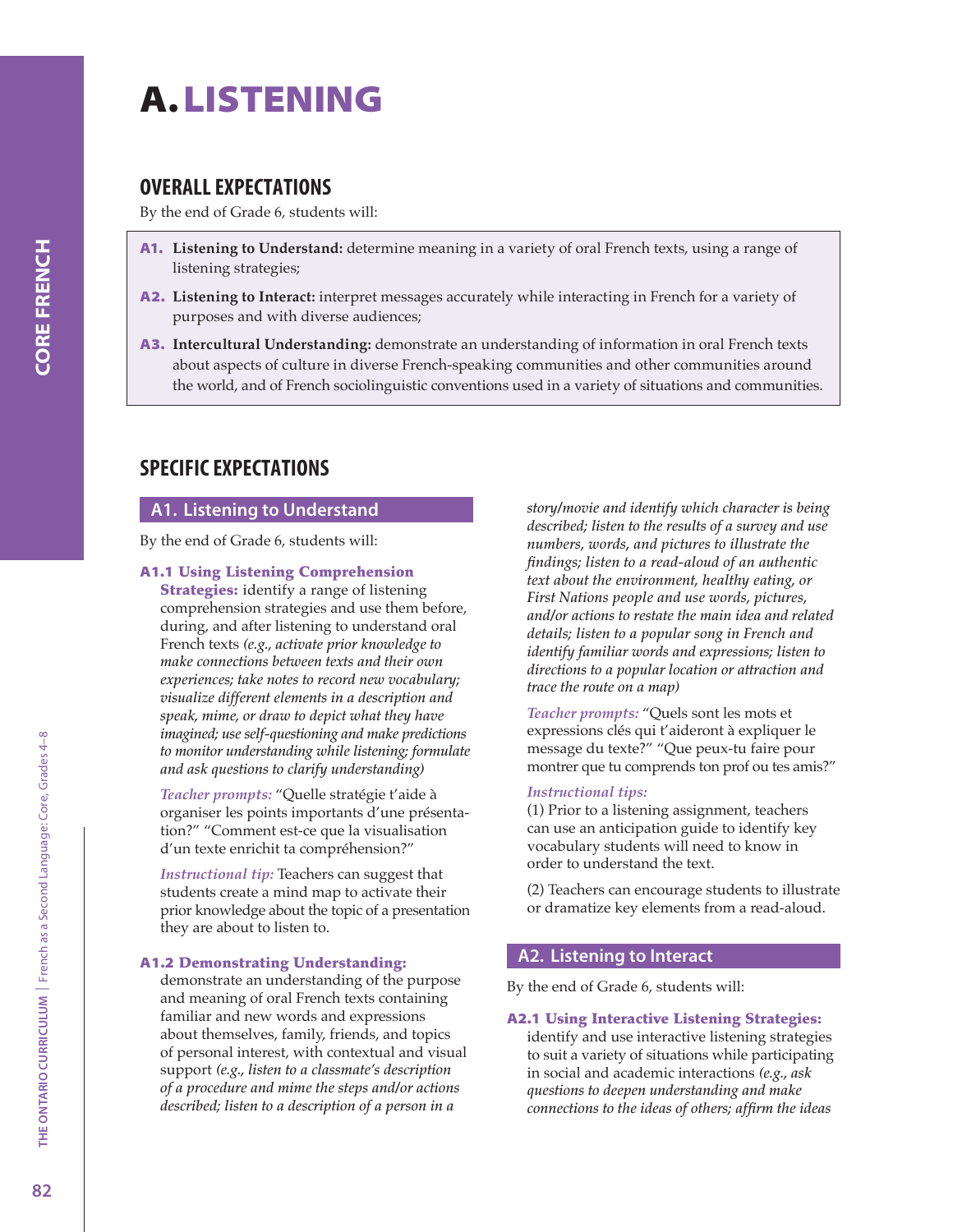# A. LISTENING

## OVERALL EXPECTATIONS

By the end of Grade 6, students will:

**A1. Listening to Understand:** determine meaning in a variety of oral French texts, using a range of listening strategies;

**A2. Listening to Interact:** interpret messages accurately while interacting in French for a variety of purposes and with diverse audiences;

**A3. Intercultural Understanding:** demonstrate an understanding of information in oral French texts about aspects of culture in diverse French-speaking communities and other communities around the world, and of French sociolinguistic conventions used in a variety of situations and communities.

## SPECIFIC EXPECTATIONS

### A1. Listening to Understand

By the end of Grade 6, students will:

**A1.1 Using Listening Comprehension Strategies:** identify a range of listening comprehension strategies and use them before, during, and after listening to understand oral French texts *(e.g., activate prior knowledge to make connections between texts and their own experiences; take notes to record new vocabulary; visualize different elements in a description and speak, mime, or draw to depict what they have imagined; use self-questioning and make predictions to monitor understanding while listening; formulate and ask questions to clarify understanding)*

*Teacher prompts:* "Quelle stratégie t'aide à organiser les points importants d'une présentation?" "Comment est-ce que la visualisation d'un texte enrichit ta compréhension?"

*Instructional tip:* Teachers can suggest that students create a mind map to activate their prior knowledge about the topic of a presentation they are about to listen to.

**A1.2 Demonstrating Understanding:** demonstrate an understanding of the purpose and meaning of oral French texts containing familiar and new words and expressions about themselves, family, friends, and topics of personal interest, with contextual and visual support *(e.g., listen to a classmate's description of a procedure and mime the steps and/or actions described; listen to a description of a person in a story/movie and identify which character is being described; listen to the results of a survey and use numbers, words, and pictures to illustrate the findings; listen to a read-aloud of an authentic text about the environment, healthy eating, or First Nations people and use words, pictures, and/or actions to restate the main idea and related details; listen to a popular song in French and identify familiar words and expressions; listen to directions to a popular location or attraction and trace the route on a map)*

*Teacher prompts:* "Quels sont les mots et expressions clés qui t'aideront à expliquer le message du texte?" "Que peux-tu faire pour montrer que tu comprends ton prof ou tes amis?"

*Instructional tips:*

(1) Prior to a listening assignment, teachers can use an anticipation guide to identify key vocabulary students will need to know in order to understand the text.

(2) Teachers can encourage students to illustrate or dramatize key elements from a read-aloud.

### A2. Listening to Interact

By the end of Grade 6, students will:

**A2.1 Using Interactive Listening Strategies:** identify and use interactive listening strategies to suit a variety of situations while participating in social and academic interactions *(e.g., ask questions to deepen understanding and make connections to the ideas of others; affirm the ideas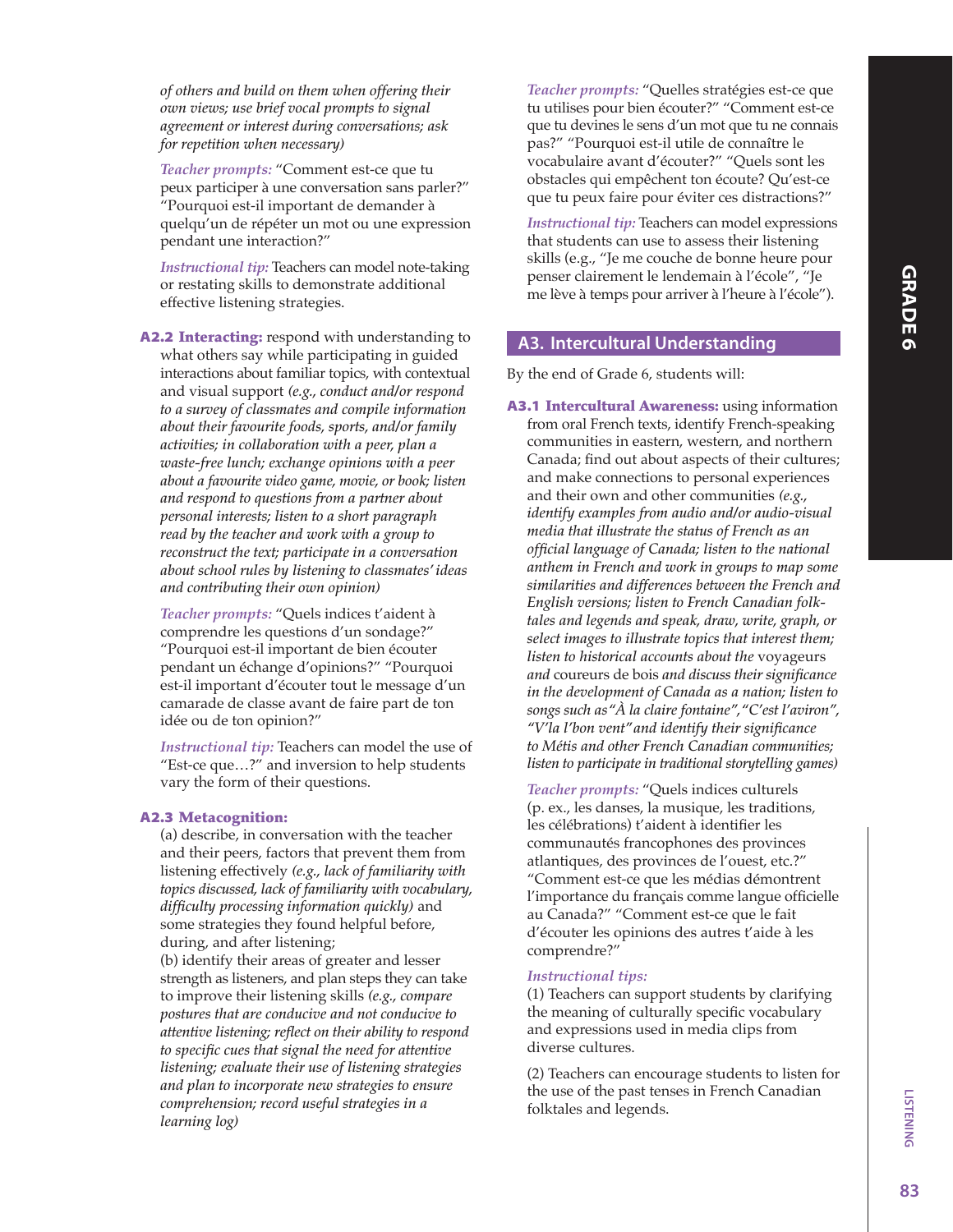*of others and build on them when offering their own views; use brief vocal prompts to signal agreement or interest during conversations; ask for repetition when necessary)*

*Teacher prompts:* "Comment est-ce que tu peux participer à une conversation sans parler?" "Pourquoi est-il important de demander à quelqu'un de répéter un mot ou une expression pendant une interaction?"

*Instructional tip:* Teachers can model note-taking or restating skills to demonstrate additional effective listening strategies.

**A2.2 Interacting:** respond with understanding to what others say while participating in guided interactions about familiar topics, with contextual and visual support *(e.g., conduct and/or respond to a survey of classmates and compile information about their favourite foods, sports, and/or family activities; in collaboration with a peer, plan a waste-free lunch; exchange opinions with a peer about a favourite video game, movie, or book; listen and respond to questions from a partner about personal interests; listen to a short paragraph read by the teacher and work with a group to reconstruct the text; participate in a conversation about school rules by listening to classmates' ideas and contributing their own opinion)*

*Teacher prompts:* "Quels indices t'aident à comprendre les questions d'un sondage?" "Pourquoi est-il important de bien écouter pendant un échange d'opinions?" "Pourquoi est-il important d'écouter tout le message d'un camarade de classe avant de faire part de ton idée ou de ton opinion?"

*Instructional tip:* Teachers can model the use of "Est-ce que…?" and inversion to help students vary the form of their questions.

**A2.3 Metacognition:**

(a) describe, in conversation with the teacher and their peers, factors that prevent them from listening effectively *(e.g., lack of familiarity with topics discussed, lack of familiarity with vocabulary, difficulty processing information quickly)* and some strategies they found helpful before, during, and after listening;

(b) identify their areas of greater and lesser strength as listeners, and plan steps they can take to improve their listening skills *(e.g., compare postures that are conducive and not conducive to attentive listening; reflect on their ability to respond to specific cues that signal the need for attentive listening; evaluate their use of listening strategies and plan to incorporate new strategies to ensure comprehension; record useful strategies in a learning log)*

*Teacher prompts:* "Quelles stratégies est-ce que tu utilises pour bien écouter?" "Comment est-ce que tu devines le sens d'un mot que tu ne connais pas?" "Pourquoi est-il utile de connaître le vocabulaire avant d'écouter?" "Quels sont les obstacles qui empêchent ton écoute? Qu'est-ce que tu peux faire pour éviter ces distractions?"

*Instructional tip:* Teachers can model expressions that students can use to assess their listening skills (e.g., "Je me couche de bonne heure pour penser clairement le lendemain à l'école", "Je me lève à temps pour arriver à l'heure à l'école").

## A3. Intercultural Understanding

By the end of Grade 6, students will:

**A3.1 Intercultural Awareness:** using information from oral French texts, identify French-speaking communities in eastern, western, and northern Canada; find out about aspects of their cultures; and make connections to personal experiences and their own and other communities *(e.g., identify examples from audio and/or audio-visual media that illustrate the status of French as an official language of Canada; listen to the national anthem in French and work in groups to map some similarities and differences between the French and English versions; listen to French Canadian folk-tales and legends and speak, draw, write, graph, or select images to illustrate topics that interest them; listen to historical accounts about the* voyageurs *and* coureurs de bois *and discuss their significance in the development of Canada as a nation; listen to songs such as "À la claire fontaine", "C'est l'aviron", "V'la l'bon vent" and identify their significance to Métis and other French Canadian communities; listen to participate in traditional storytelling games)*

*Teacher prompts:* "Quels indices culturels (p. ex., les danses, la musique, les traditions, les célébrations) t'aident à identifier les communautés francophones des provinces atlantiques, des provinces de l'ouest, etc.?" "Comment est-ce que les médias démontrent l'importance du français comme langue officielle au Canada?" "Comment est-ce que le fait d'écouter les opinions des autres t'aide à les comprendre?"

*Instructional tips:*

(1) Teachers can support students by clarifying the meaning of culturally specific vocabulary and expressions used in media clips from diverse cultures.

(2) Teachers can encourage students to listen for the use of the past tenses in French Canadian folktales and legends.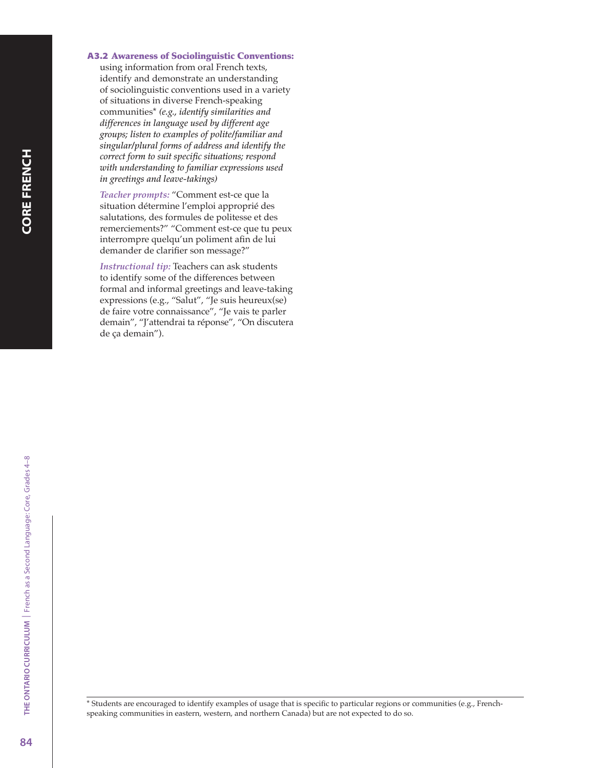**A3.2 Awareness of Sociolinguistic Conventions:** using information from oral French texts, identify and demonstrate an understanding of sociolinguistic conventions used in a variety of situations in diverse French-speaking communities* *(e.g., identify similarities and differences in language used by different age groups; listen to examples of polite/familiar and singular/plural forms of address and identify the correct form to suit specific situations; respond with understanding to familiar expressions used in greetings and leave-takings)*

*Teacher prompts:* "Comment est-ce que la situation détermine l'emploi approprié des salutations, des formules de politesse et des remerciements?" "Comment est-ce que tu peux interrompre quelqu'un poliment afin de lui demander de clarifier son message?"

*Instructional tip:* Teachers can ask students to identify some of the differences between formal and informal greetings and leave-taking expressions (e.g., "Salut", "Je suis heureux(se) de faire votre connaissance", "Je vais te parler demain", "J'attendrai ta réponse", "On discutera de ça demain").

---

* Students are encouraged to identify examples of usage that is specific to particular regions or communities (e.g., French-speaking communities in eastern, western, and northern Canada) but are not expected to do so.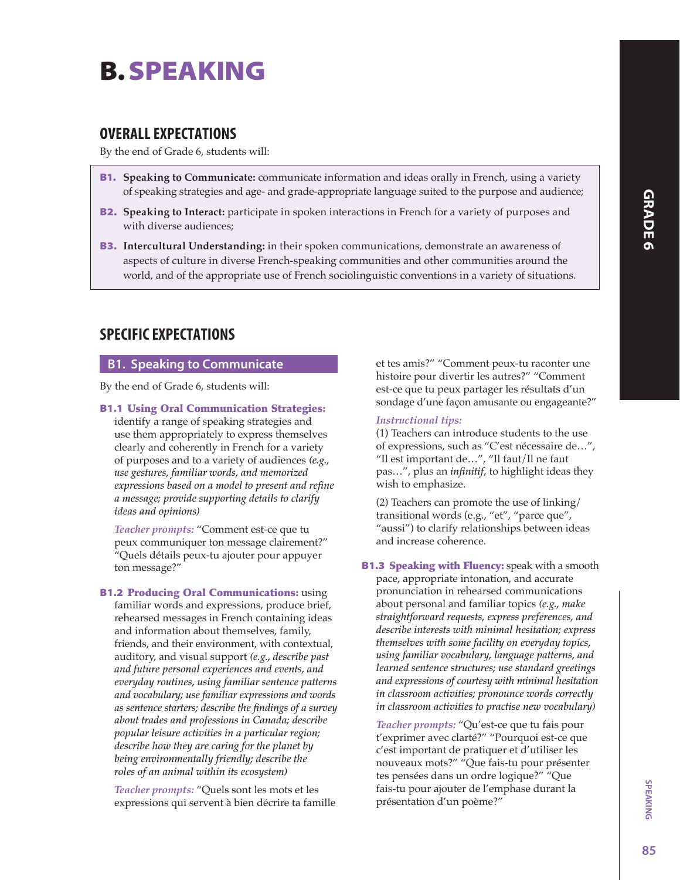# B. SPEAKING

## OVERALL EXPECTATIONS

By the end of Grade 6, students will:

**B1. Speaking to Communicate:** communicate information and ideas orally in French, using a variety of speaking strategies and age- and grade-appropriate language suited to the purpose and audience;

**B2. Speaking to Interact:** participate in spoken interactions in French for a variety of purposes and with diverse audiences;

**B3. Intercultural Understanding:** in their spoken communications, demonstrate an awareness of aspects of culture in diverse French-speaking communities and other communities around the world, and of the appropriate use of French sociolinguistic conventions in a variety of situations.

## SPECIFIC EXPECTATIONS

### B1. Speaking to Communicate

By the end of Grade 6, students will:

**B1.1 Using Oral Communication Strategies:** identify a range of speaking strategies and use them appropriately to express themselves clearly and coherently in French for a variety of purposes and to a variety of audiences *(e.g., use gestures, familiar words, and memorized expressions based on a model to present and refine a message; provide supporting details to clarify ideas and opinions)*

*Teacher prompts:* "Comment est-ce que tu peux communiquer ton message clairement?" "Quels détails peux-tu ajouter pour appuyer ton message?"

**B1.2 Producing Oral Communications:** using familiar words and expressions, produce brief, rehearsed messages in French containing ideas and information about themselves, family, friends, and their environment, with contextual, auditory, and visual support *(e.g., describe past and future personal experiences and events, and everyday routines, using familiar sentence patterns and vocabulary; use familiar expressions and words as sentence starters; describe the findings of a survey about trades and professions in Canada; describe popular leisure activities in a particular region; describe how they are caring for the planet by being environmentally friendly; describe the roles of an animal within its ecosystem)*

*Teacher prompts:* "Quels sont les mots et les expressions qui servent à bien décrire ta famille et tes amis?" "Comment peux-tu raconter une histoire pour divertir les autres?" "Comment est-ce que tu peux partager les résultats d'un sondage d'une façon amusante ou engageante?"

*Instructional tips:*

(1) Teachers can introduce students to the use of expressions, such as "C'est nécessaire de…", "Il est important de…", "Il faut/Il ne faut pas…", plus an *infinitif,* to highlight ideas they wish to emphasize.

(2) Teachers can promote the use of linking/transitional words (e.g., "et", "parce que", "aussi") to clarify relationships between ideas and increase coherence.

**B1.3 Speaking with Fluency:** speak with a smooth pace, appropriate intonation, and accurate pronunciation in rehearsed communications about personal and familiar topics *(e.g., make straightforward requests, express preferences, and describe interests with minimal hesitation; express themselves with some facility on everyday topics, using familiar vocabulary, language patterns, and learned sentence structures; use standard greetings and expressions of courtesy with minimal hesitation in classroom activities; pronounce words correctly in classroom activities to practise new vocabulary)*

*Teacher prompts:* "Qu'est-ce que tu fais pour t'exprimer avec clarté?" "Pourquoi est-ce que c'est important de pratiquer et d'utiliser les nouveaux mots?" "Que fais-tu pour présenter tes pensées dans un ordre logique?" "Que fais-tu pour ajouter de l'emphase durant la présentation d'un poème?"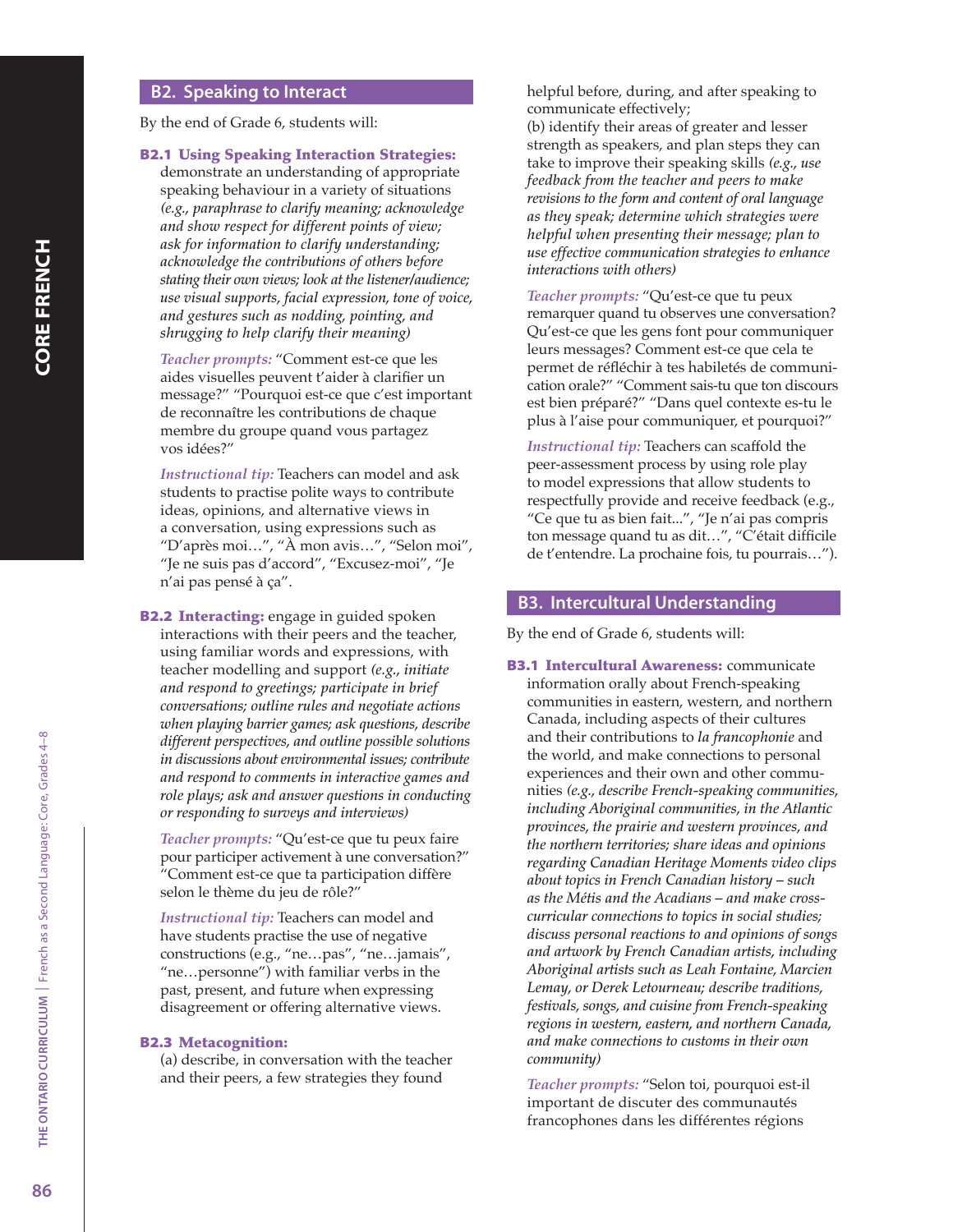## B2. Speaking to Interact

By the end of Grade 6, students will:

**B2.1 Using Speaking Interaction Strategies:** demonstrate an understanding of appropriate speaking behaviour in a variety of situations *(e.g., paraphrase to clarify meaning; acknowledge and show respect for different points of view; ask for information to clarify understanding; acknowledge the contributions of others before stating their own views; look at the listener/audience; use visual supports, facial expression, tone of voice, and gestures such as nodding, pointing, and shrugging to help clarify their meaning)*

*Teacher prompts:* "Comment est-ce que les aides visuelles peuvent t'aider à clarifier un message?" "Pourquoi est-ce que c'est important de reconnaître les contributions de chaque membre du groupe quand vous partagez vos idées?"

*Instructional tip:* Teachers can model and ask students to practise polite ways to contribute ideas, opinions, and alternative views in a conversation, using expressions such as "D'après moi…", "À mon avis…", "Selon moi", "Je ne suis pas d'accord", "Excusez-moi", "Je n'ai pas pensé à ça".

**B2.2 Interacting:** engage in guided spoken interactions with their peers and the teacher, using familiar words and expressions, with teacher modelling and support *(e.g., initiate and respond to greetings; participate in brief conversations; outline rules and negotiate actions when playing barrier games; ask questions, describe different perspectives, and outline possible solutions in discussions about environmental issues; contribute and respond to comments in interactive games and role plays; ask and answer questions in conducting or responding to surveys and interviews)*

*Teacher prompts:* "Qu'est-ce que tu peux faire pour participer activement à une conversation?" "Comment est-ce que ta participation diffère selon le thème du jeu de rôle?"

*Instructional tip:* Teachers can model and have students practise the use of negative constructions (e.g., "ne…pas", "ne…jamais", "ne…personne") with familiar verbs in the past, present, and future when expressing disagreement or offering alternative views.

**B2.3 Metacognition:**
(a) describe, in conversation with the teacher and their peers, a few strategies they found helpful before, during, and after speaking to communicate effectively;
(b) identify their areas of greater and lesser strength as speakers, and plan steps they can take to improve their speaking skills *(e.g., use feedback from the teacher and peers to make revisions to the form and content of oral language as they speak; determine which strategies were helpful when presenting their message; plan to use effective communication strategies to enhance interactions with others)*

*Teacher prompts:* "Qu'est-ce que tu peux remarquer quand tu observes une conversation? Qu'est-ce que les gens font pour communiquer leurs messages? Comment est-ce que cela te permet de réfléchir à tes habiletés de communication orale?" "Comment sais-tu que ton discours est bien préparé?" "Dans quel contexte es-tu le plus à l'aise pour communiquer, et pourquoi?"

*Instructional tip:* Teachers can scaffold the peer-assessment process by using role play to model expressions that allow students to respectfully provide and receive feedback (e.g., "Ce que tu as bien fait...", "Je n'ai pas compris ton message quand tu as dit…", "C'était difficile de t'entendre. La prochaine fois, tu pourrais…").

## B3. Intercultural Understanding

By the end of Grade 6, students will:

**B3.1 Intercultural Awareness:** communicate information orally about French-speaking communities in eastern, western, and northern Canada, including aspects of their cultures and their contributions to *la francophonie* and the world, and make connections to personal experiences and their own and other communities *(e.g., describe French-speaking communities, including Aboriginal communities, in the Atlantic provinces, the prairie and western provinces, and the northern territories; share ideas and opinions regarding Canadian Heritage Moments video clips about topics in French Canadian history – such as the Métis and the Acadians – and make cross-curricular connections to topics in social studies; discuss personal reactions to and opinions of songs and artwork by French Canadian artists, including Aboriginal artists such as Leah Fontaine, Marcien Lemay, or Derek Letourneau; describe traditions, festivals, songs, and cuisine from French-speaking regions in western, eastern, and northern Canada, and make connections to customs in their own community)*

*Teacher prompts:* "Selon toi, pourquoi est-il important de discuter des communautés francophones dans les différentes régions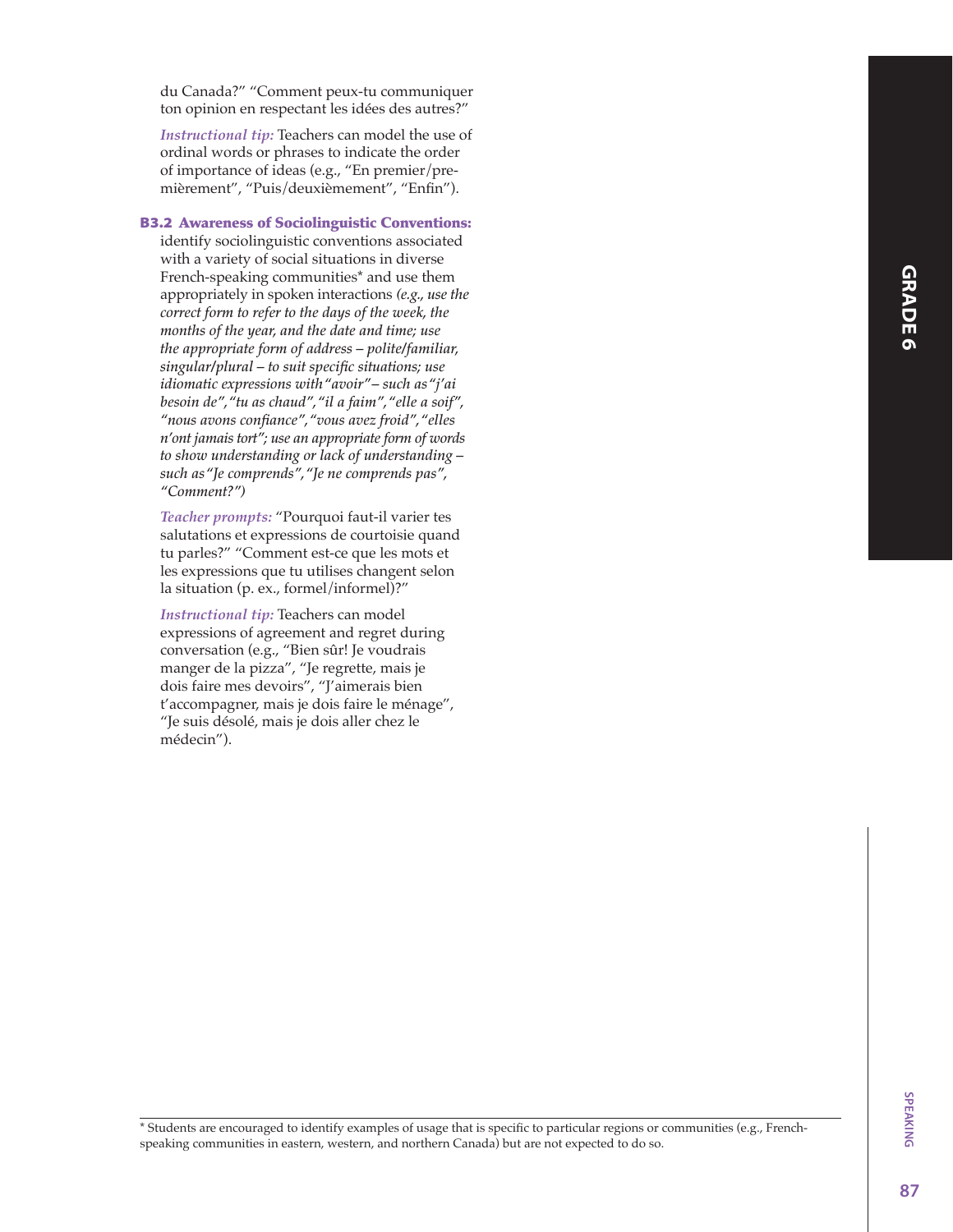du Canada?" "Comment peux-tu communiquer ton opinion en respectant les idées des autres?"

*Instructional tip:* Teachers can model the use of ordinal words or phrases to indicate the order of importance of ideas (e.g., "En premier/premièrement", "Puis/deuxièmement", "Enfin").

**B3.2 Awareness of Sociolinguistic Conventions:** identify sociolinguistic conventions associated with a variety of social situations in diverse French-speaking communities* and use them appropriately in spoken interactions *(e.g., use the correct form to refer to the days of the week, the months of the year, and the date and time; use the appropriate form of address – polite/familiar, singular/plural – to suit specific situations; use idiomatic expressions with "avoir" – such as "j'ai besoin de", "tu as chaud", "il a faim", "elle a soif", "nous avons confiance", "vous avez froid", "elles n'ont jamais tort"; use an appropriate form of words to show understanding or lack of understanding – such as "Je comprends", "Je ne comprends pas", "Comment?")*

*Teacher prompts:* "Pourquoi faut-il varier tes salutations et expressions de courtoisie quand tu parles?" "Comment est-ce que les mots et les expressions que tu utilises changent selon la situation (p. ex., formel/informel)?"

*Instructional tip:* Teachers can model expressions of agreement and regret during conversation (e.g., "Bien sûr! Je voudrais manger de la pizza", "Je regrette, mais je dois faire mes devoirs", "J'aimerais bien t'accompagner, mais je dois faire le ménage", "Je suis désolé, mais je dois aller chez le médecin").

* Students are encouraged to identify examples of usage that is specific to particular regions or communities (e.g., French-speaking communities in eastern, western, and northern Canada) but are not expected to do so.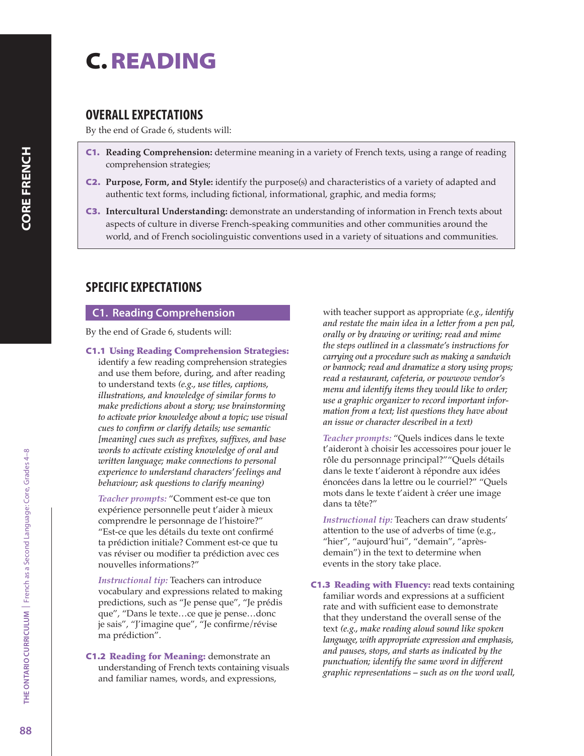# C. READING

## OVERALL EXPECTATIONS

By the end of Grade 6, students will:

**C1. Reading Comprehension:** determine meaning in a variety of French texts, using a range of reading comprehension strategies;

**C2. Purpose, Form, and Style:** identify the purpose(s) and characteristics of a variety of adapted and authentic text forms, including fictional, informational, graphic, and media forms;

**C3. Intercultural Understanding:** demonstrate an understanding of information in French texts about aspects of culture in diverse French-speaking communities and other communities around the world, and of French sociolinguistic conventions used in a variety of situations and communities.

## SPECIFIC EXPECTATIONS

### C1. Reading Comprehension

By the end of Grade 6, students will:

**C1.1 Using Reading Comprehension Strategies:** identify a few reading comprehension strategies and use them before, during, and after reading to understand texts *(e.g., use titles, captions, illustrations, and knowledge of similar forms to make predictions about a story; use brainstorming to activate prior knowledge about a topic; use visual cues to confirm or clarify details; use semantic [meaning] cues such as prefixes, suffixes, and base words to activate existing knowledge of oral and written language; make connections to personal experience to understand characters' feelings and behaviour; ask questions to clarify meaning)*

*Teacher prompts:* "Comment est-ce que ton expérience personnelle peut t'aider à mieux comprendre le personnage de l'histoire?" "Est-ce que les détails du texte ont confirmé ta prédiction initiale? Comment est-ce que tu vas réviser ou modifier ta prédiction avec ces nouvelles informations?"

*Instructional tip:* Teachers can introduce vocabulary and expressions related to making predictions, such as "Je pense que", "Je prédis que", "Dans le texte…ce que je pense…donc je sais", "J'imagine que", "Je confirme/révise ma prédiction".

**C1.2 Reading for Meaning:** demonstrate an understanding of French texts containing visuals and familiar names, words, and expressions, with teacher support as appropriate *(e.g., identify and restate the main idea in a letter from a pen pal, orally or by drawing or writing; read and mime the steps outlined in a classmate's instructions for carrying out a procedure such as making a sandwich or bannock; read and dramatize a story using props; read a restaurant, cafeteria, or powwow vendor's menu and identify items they would like to order; use a graphic organizer to record important information from a text; list questions they have about an issue or character described in a text)*

*Teacher prompts:* "Quels indices dans le texte t'aideront à choisir les accessoires pour jouer le rôle du personnage principal?" "Quels détails dans le texte t'aideront à répondre aux idées énoncées dans la lettre ou le courriel?" "Quels mots dans le texte t'aident à créer une image dans ta tête?"

*Instructional tip:* Teachers can draw students' attention to the use of adverbs of time (e.g., "hier", "aujourd'hui", "demain", "après-demain") in the text to determine when events in the story take place.

**C1.3 Reading with Fluency:** read texts containing familiar words and expressions at a sufficient rate and with sufficient ease to demonstrate that they understand the overall sense of the text *(e.g., make reading aloud sound like spoken language, with appropriate expression and emphasis, and pauses, stops, and starts as indicated by the punctuation; identify the same word in different graphic representations – such as on the word wall,*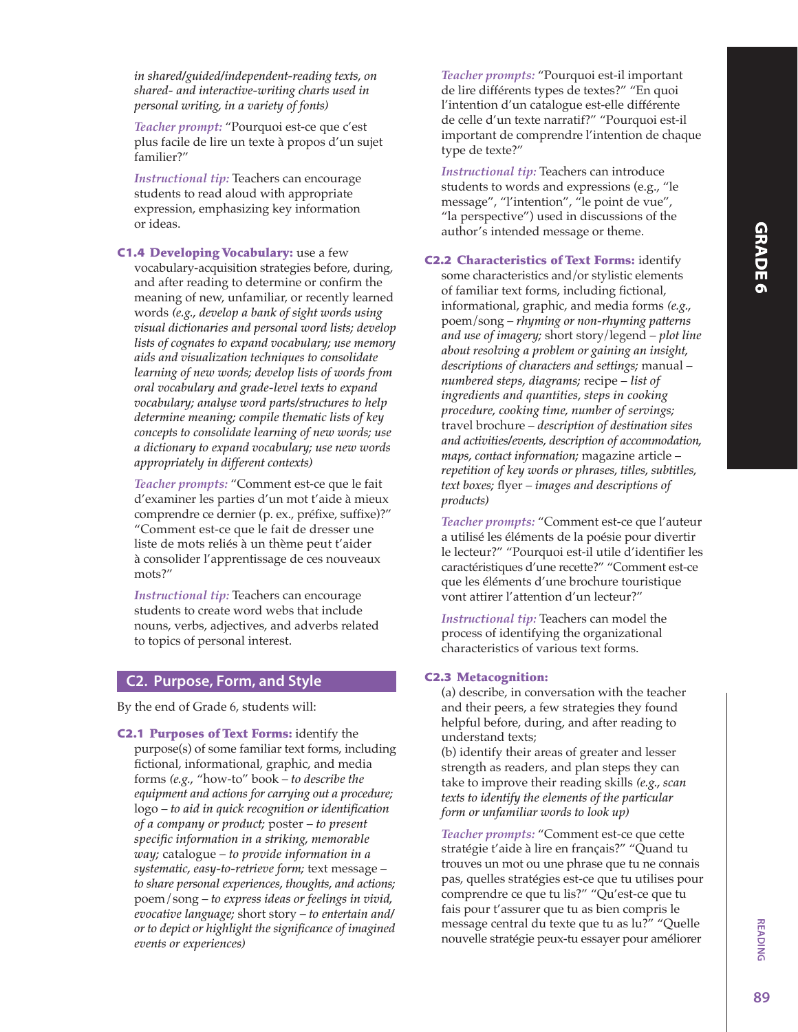*in shared/guided/independent-reading texts, on shared- and interactive-writing charts used in personal writing, in a variety of fonts)*

*Teacher prompt:* "Pourquoi est-ce que c'est plus facile de lire un texte à propos d'un sujet familier?"

*Instructional tip:* Teachers can encourage students to read aloud with appropriate expression, emphasizing key information or ideas.

**C1.4 Developing Vocabulary:** use a few vocabulary-acquisition strategies before, during, and after reading to determine or confirm the meaning of new, unfamiliar, or recently learned words *(e.g., develop a bank of sight words using visual dictionaries and personal word lists; develop lists of cognates to expand vocabulary; use memory aids and visualization techniques to consolidate learning of new words; develop lists of words from oral vocabulary and grade-level texts to expand vocabulary; analyse word parts/structures to help determine meaning; compile thematic lists of key concepts to consolidate learning of new words; use a dictionary to expand vocabulary; use new words appropriately in different contexts)*

*Teacher prompts:* "Comment est-ce que le fait d'examiner les parties d'un mot t'aide à mieux comprendre ce dernier (p. ex., préfixe, suffixe)?" "Comment est-ce que le fait de dresser une liste de mots reliés à un thème peut t'aider à consolider l'apprentissage de ces nouveaux mots?"

*Instructional tip:* Teachers can encourage students to create word webs that include nouns, verbs, adjectives, and adverbs related to topics of personal interest.

## C2. Purpose, Form, and Style

By the end of Grade 6, students will:

**C2.1 Purposes of Text Forms:** identify the purpose(s) of some familiar text forms, including fictional, informational, graphic, and media forms *(e.g.,* "how-to" book *– to describe the equipment and actions for carrying out a procedure;* logo *– to aid in quick recognition or identification of a company or product;* poster *– to present specific information in a striking, memorable way;* catalogue *– to provide information in a systematic, easy-to-retrieve form;* text message *– to share personal experiences, thoughts, and actions;* poem/song *– to express ideas or feelings in vivid, evocative language;* short story *– to entertain and/or to depict or highlight the significance of imagined events or experiences)*

*Teacher prompts:* "Pourquoi est-il important de lire différents types de textes?" "En quoi l'intention d'un catalogue est-elle différente de celle d'un texte narratif?" "Pourquoi est-il important de comprendre l'intention de chaque type de texte?"

*Instructional tip:* Teachers can introduce students to words and expressions (e.g., "le message", "l'intention", "le point de vue", "la perspective") used in discussions of the author's intended message or theme.

**C2.2 Characteristics of Text Forms:** identify some characteristics and/or stylistic elements of familiar text forms, including fictional, informational, graphic, and media forms *(e.g.,* poem/song *– rhyming or non-rhyming patterns and use of imagery;* short story/legend *– plot line about resolving a problem or gaining an insight, descriptions of characters and settings;* manual *– numbered steps, diagrams;* recipe *– list of ingredients and quantities, steps in cooking procedure, cooking time, number of servings;* travel brochure *– description of destination sites and activities/events, description of accommodation, maps, contact information;* magazine article *– repetition of key words or phrases, titles, subtitles, text boxes;* flyer *– images and descriptions of products)*

*Teacher prompts:* "Comment est-ce que l'auteur a utilisé les éléments de la poésie pour divertir le lecteur?" "Pourquoi est-il utile d'identifier les caractéristiques d'une recette?" "Comment est-ce que les éléments d'une brochure touristique vont attirer l'attention d'un lecteur?"

*Instructional tip:* Teachers can model the process of identifying the organizational characteristics of various text forms.

**C2.3 Metacognition:**
(a) describe, in conversation with the teacher and their peers, a few strategies they found helpful before, during, and after reading to understand texts;
(b) identify their areas of greater and lesser strength as readers, and plan steps they can take to improve their reading skills *(e.g., scan texts to identify the elements of the particular form or unfamiliar words to look up)*

*Teacher prompts:* "Comment est-ce que cette stratégie t'aide à lire en français?" "Quand tu trouves un mot ou une phrase que tu ne connais pas, quelles stratégies est-ce que tu utilises pour comprendre ce que tu lis?" "Qu'est-ce que tu fais pour t'assurer que tu as bien compris le message central du texte que tu as lu?" "Quelle nouvelle stratégie peux-tu essayer pour améliorer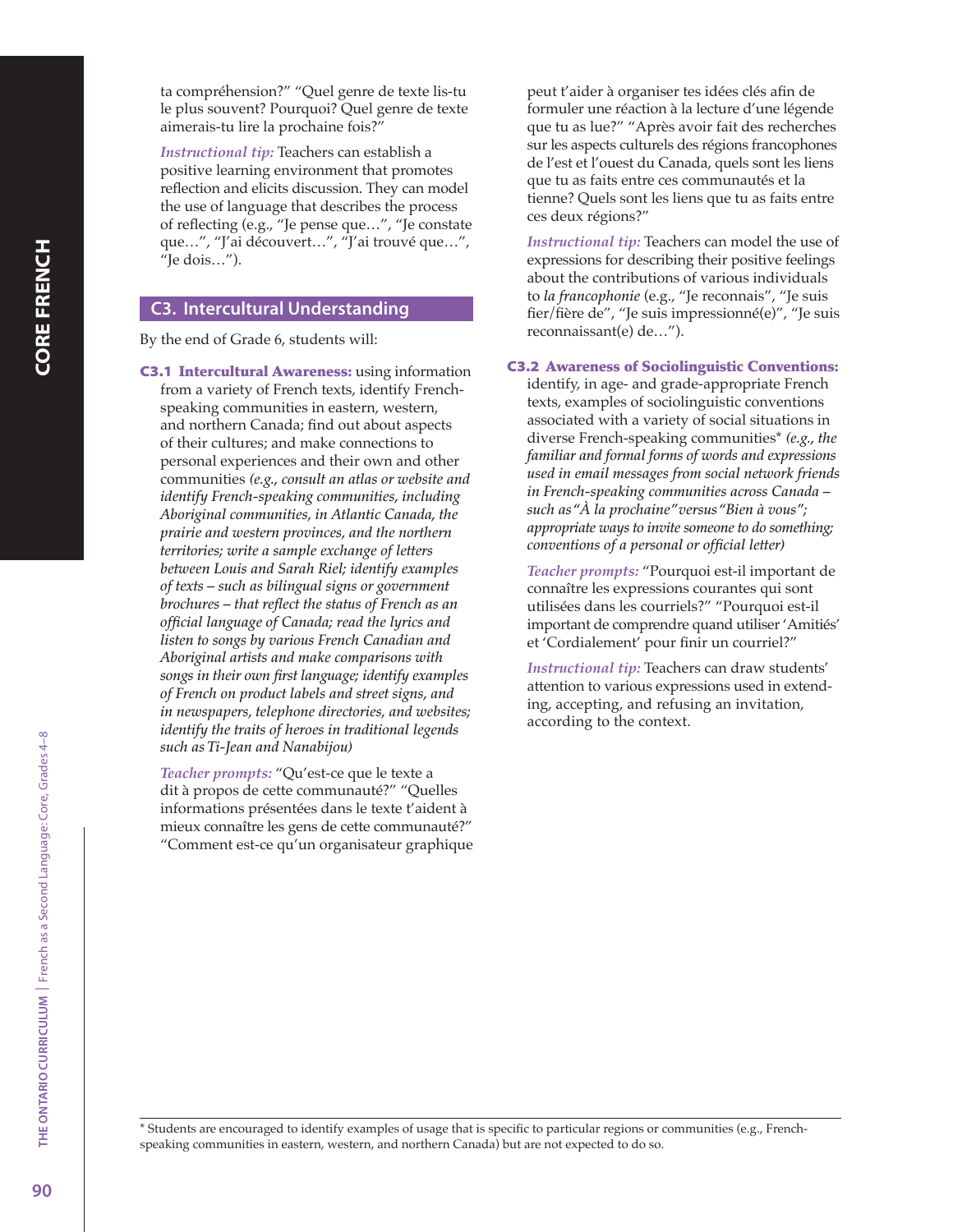ta compréhension?" "Quel genre de texte lis-tu le plus souvent? Pourquoi? Quel genre de texte aimerais-tu lire la prochaine fois?"

*Instructional tip:* Teachers can establish a positive learning environment that promotes reflection and elicits discussion. They can model the use of language that describes the process of reflecting (e.g., "Je pense que…", "Je constate que…", "J'ai découvert…", "J'ai trouvé que…", "Je dois…").

## C3. Intercultural Understanding

By the end of Grade 6, students will:

**C3.1 Intercultural Awareness:** using information from a variety of French texts, identify French-speaking communities in eastern, western, and northern Canada; find out about aspects of their cultures; and make connections to personal experiences and their own and other communities *(e.g., consult an atlas or website and identify French-speaking communities, including Aboriginal communities, in Atlantic Canada, the prairie and western provinces, and the northern territories; write a sample exchange of letters between Louis and Sarah Riel; identify examples of texts – such as bilingual signs or government brochures – that reflect the status of French as an official language of Canada; read the lyrics and listen to songs by various French Canadian and Aboriginal artists and make comparisons with songs in their own first language; identify examples of French on product labels and street signs, and in newspapers, telephone directories, and websites; identify the traits of heroes in traditional legends such as Ti-Jean and Nanabijou)*

*Teacher prompts:* "Qu'est-ce que le texte a dit à propos de cette communauté?" "Quelles informations présentées dans le texte t'aident à mieux connaître les gens de cette communauté?" "Comment est-ce qu'un organisateur graphique peut t'aider à organiser tes idées clés afin de formuler une réaction à la lecture d'une légende que tu as lue?" "Après avoir fait des recherches sur les aspects culturels des régions francophones de l'est et l'ouest du Canada, quels sont les liens que tu as faits entre ces communautés et la tienne? Quels sont les liens que tu as faits entre ces deux régions?"

*Instructional tip:* Teachers can model the use of expressions for describing their positive feelings about the contributions of various individuals to *la francophonie* (e.g., "Je reconnais", "Je suis fier/fière de", "Je suis impressionné(e)", "Je suis reconnaissant(e) de…").

**C3.2 Awareness of Sociolinguistic Conventions:** identify, in age- and grade-appropriate French texts, examples of sociolinguistic conventions associated with a variety of social situations in diverse French-speaking communities* *(e.g., the familiar and formal forms of words and expressions used in email messages from social network friends in French-speaking communities across Canada – such as "À la prochaine" versus "Bien à vous"; appropriate ways to invite someone to do something; conventions of a personal or official letter)*

*Teacher prompts:* "Pourquoi est-il important de connaître les expressions courantes qui sont utilisées dans les courriels?" "Pourquoi est-il important de comprendre quand utiliser 'Amitiés' et 'Cordialement' pour finir un courriel?"

*Instructional tip:* Teachers can draw students' attention to various expressions used in extending, accepting, and refusing an invitation, according to the context.

---

* Students are encouraged to identify examples of usage that is specific to particular regions or communities (e.g., French-speaking communities in eastern, western, and northern Canada) but are not expected to do so.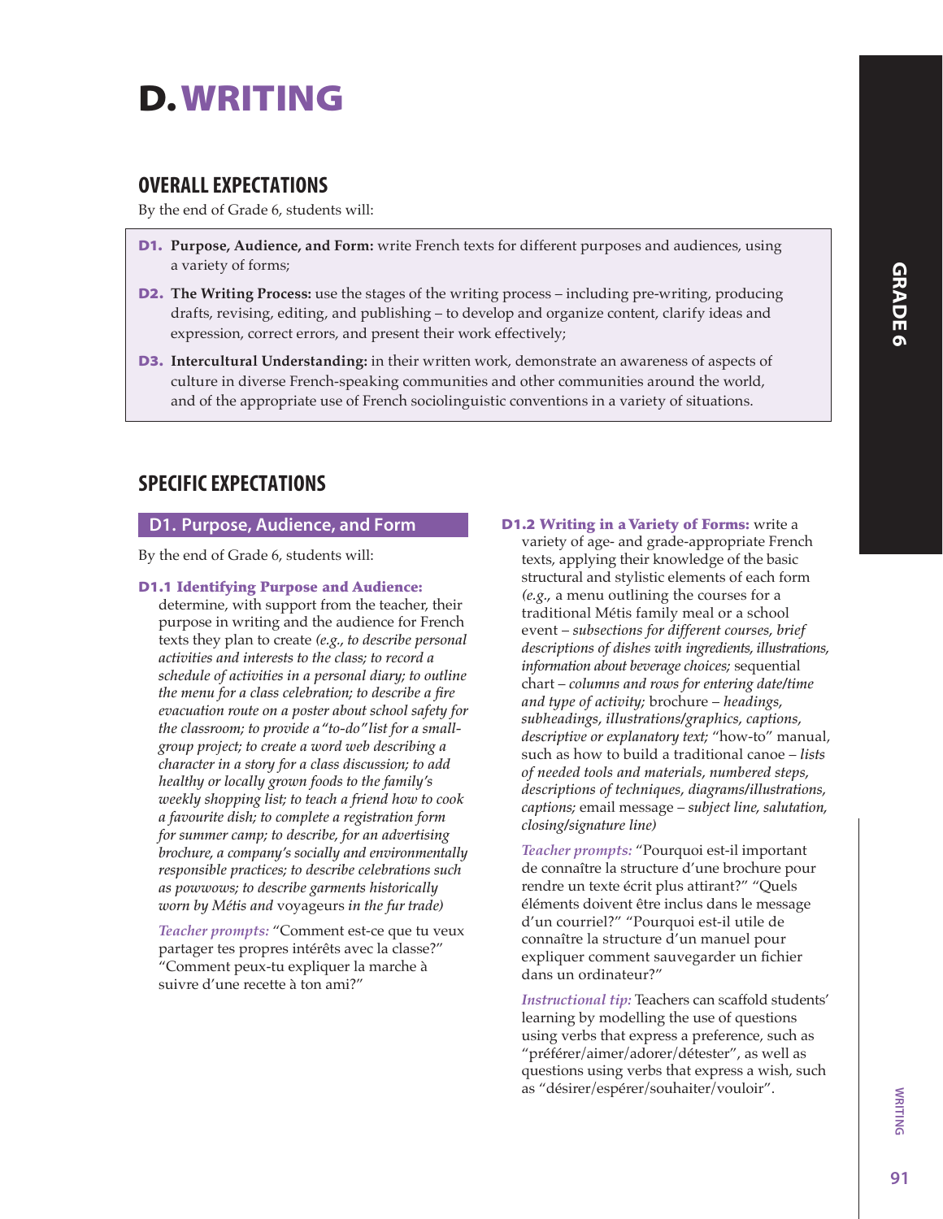# D. WRITING

## OVERALL EXPECTATIONS

By the end of Grade 6, students will:

**D1. Purpose, Audience, and Form:** write French texts for different purposes and audiences, using a variety of forms;

**D2. The Writing Process:** use the stages of the writing process – including pre-writing, producing drafts, revising, editing, and publishing – to develop and organize content, clarify ideas and expression, correct errors, and present their work effectively;

**D3. Intercultural Understanding:** in their written work, demonstrate an awareness of aspects of culture in diverse French-speaking communities and other communities around the world, and of the appropriate use of French sociolinguistic conventions in a variety of situations.

## SPECIFIC EXPECTATIONS

### D1. Purpose, Audience, and Form

By the end of Grade 6, students will:

**D1.1 Identifying Purpose and Audience:** determine, with support from the teacher, their purpose in writing and the audience for French texts they plan to create *(e.g., to describe personal activities and interests to the class; to record a schedule of activities in a personal diary; to outline the menu for a class celebration; to describe a fire evacuation route on a poster about school safety for the classroom; to provide a "to-do" list for a small-group project; to create a word web describing a character in a story for a class discussion; to add healthy or locally grown foods to the family's weekly shopping list; to teach a friend how to cook a favourite dish; to complete a registration form for summer camp; to describe, for an advertising brochure, a company's socially and environmentally responsible practices; to describe celebrations such as powwows; to describe garments historically worn by Métis and* voyageurs *in the fur trade)*

*Teacher prompts:* "Comment est-ce que tu veux partager tes propres intérêts avec la classe?" "Comment peux-tu expliquer la marche à suivre d'une recette à ton ami?"

**D1.2 Writing in a Variety of Forms:** write a variety of age- and grade-appropriate French texts, applying their knowledge of the basic structural and stylistic elements of each form *(e.g.,* a menu outlining the courses for a traditional Métis family meal or a school event – *subsections for different courses, brief descriptions of dishes with ingredients, illustrations, information about beverage choices;* sequential chart – *columns and rows for entering date/time and type of activity;* brochure – *headings, subheadings, illustrations/graphics, captions, descriptive or explanatory text;* "how-to" manual, such as how to build a traditional canoe – *lists of needed tools and materials, numbered steps, descriptions of techniques, diagrams/illustrations, captions;* email message – *subject line, salutation, closing/signature line)*

*Teacher prompts:* "Pourquoi est-il important de connaître la structure d'une brochure pour rendre un texte écrit plus attirant?" "Quels éléments doivent être inclus dans le message d'un courriel?" "Pourquoi est-il utile de connaître la structure d'un manuel pour expliquer comment sauvegarder un fichier dans un ordinateur?"

*Instructional tip:* Teachers can scaffold students' learning by modelling the use of questions using verbs that express a preference, such as "préférer/aimer/adorer/détester", as well as questions using verbs that express a wish, such as "désirer/espérer/souhaiter/vouloir".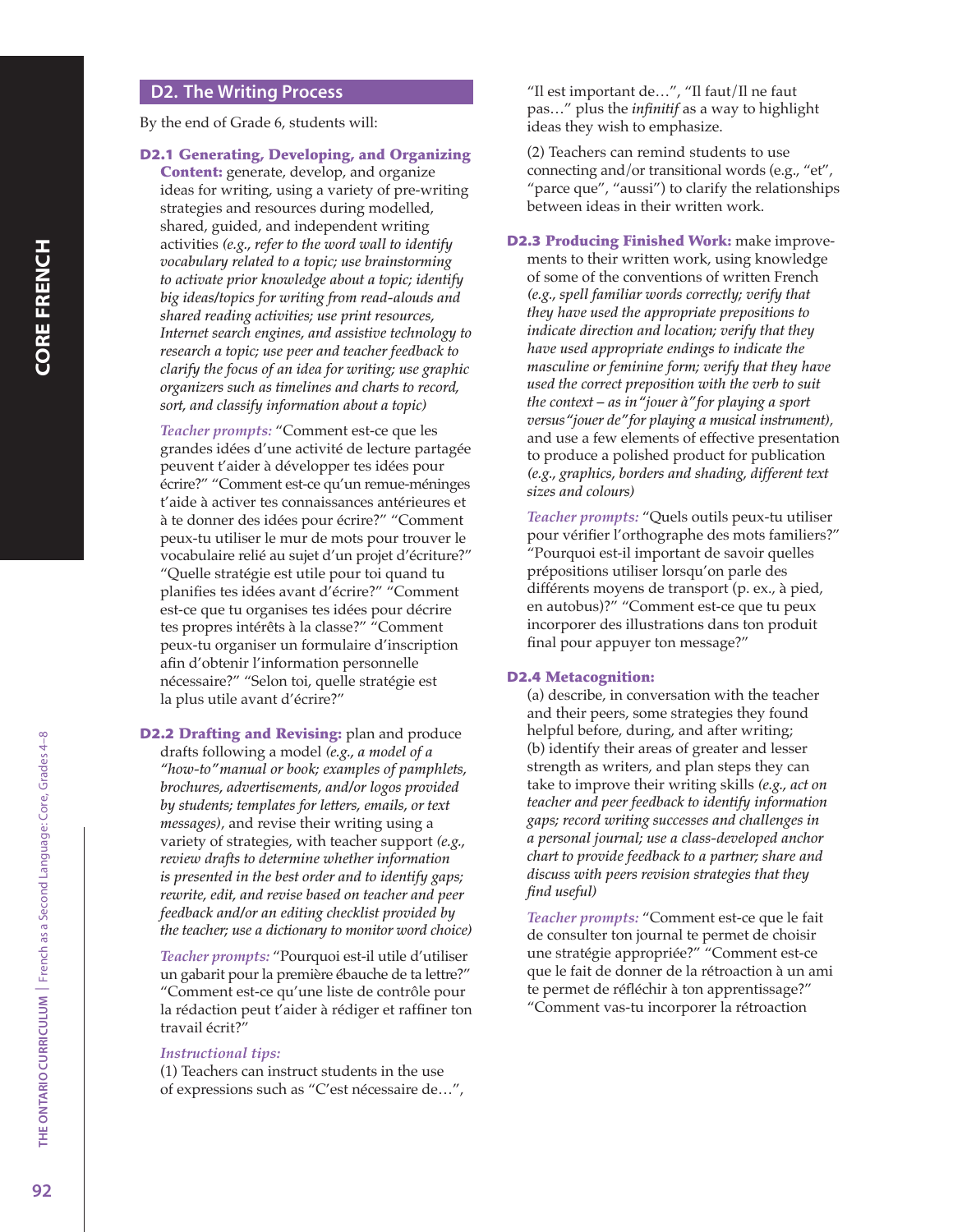## D2. The Writing Process

By the end of Grade 6, students will:

**D2.1 Generating, Developing, and Organizing Content:** generate, develop, and organize ideas for writing, using a variety of pre-writing strategies and resources during modelled, shared, guided, and independent writing activities *(e.g., refer to the word wall to identify vocabulary related to a topic; use brainstorming to activate prior knowledge about a topic; identify big ideas/topics for writing from read-alouds and shared reading activities; use print resources, Internet search engines, and assistive technology to research a topic; use peer and teacher feedback to clarify the focus of an idea for writing; use graphic organizers such as timelines and charts to record, sort, and classify information about a topic)*

*Teacher prompts:* "Comment est-ce que les grandes idées d'une activité de lecture partagée peuvent t'aider à développer tes idées pour écrire?" "Comment est-ce qu'un remue-méninges t'aide à activer tes connaissances antérieures et à te donner des idées pour écrire?" "Comment peux-tu utiliser le mur de mots pour trouver le vocabulaire relié au sujet d'un projet d'écriture?" "Quelle stratégie est utile pour toi quand tu planifies tes idées avant d'écrire?" "Comment est-ce que tu organises tes idées pour décrire tes propres intérêts à la classe?" "Comment peux-tu organiser un formulaire d'inscription afin d'obtenir l'information personnelle nécessaire?" "Selon toi, quelle stratégie est la plus utile avant d'écrire?"

**D2.2 Drafting and Revising:** plan and produce drafts following a model *(e.g., a model of a "how-to" manual or book; examples of pamphlets, brochures, advertisements, and/or logos provided by students; templates for letters, emails, or text messages)*, and revise their writing using a variety of strategies, with teacher support *(e.g., review drafts to determine whether information is presented in the best order and to identify gaps; rewrite, edit, and revise based on teacher and peer feedback and/or an editing checklist provided by the teacher; use a dictionary to monitor word choice)*

*Teacher prompts:* "Pourquoi est-il utile d'utiliser un gabarit pour la première ébauche de ta lettre?" "Comment est-ce qu'une liste de contrôle pour la rédaction peut t'aider à rédiger et raffiner ton travail écrit?"

*Instructional tips:*

(1) Teachers can instruct students in the use of expressions such as "C'est nécessaire de…", "Il est important de…", "Il faut/Il ne faut pas…" plus the *infinitif* as a way to highlight ideas they wish to emphasize.

(2) Teachers can remind students to use connecting and/or transitional words (e.g., "et", "parce que", "aussi") to clarify the relationships between ideas in their written work.

**D2.3 Producing Finished Work:** make improvements to their written work, using knowledge of some of the conventions of written French *(e.g., spell familiar words correctly; verify that they have used the appropriate prepositions to indicate direction and location; verify that they have used appropriate endings to indicate the masculine or feminine form; verify that they have used the correct preposition with the verb to suit the context – as in "jouer à" for playing a sport versus "jouer de" for playing a musical instrument)*, and use a few elements of effective presentation to produce a polished product for publication *(e.g., graphics, borders and shading, different text sizes and colours)*

*Teacher prompts:* "Quels outils peux-tu utiliser pour vérifier l'orthographe des mots familiers?" "Pourquoi est-il important de savoir quelles prépositions utiliser lorsqu'on parle des différents moyens de transport (p. ex., à pied, en autobus)?" "Comment est-ce que tu peux incorporer des illustrations dans ton produit final pour appuyer ton message?"

**D2.4 Metacognition:**
(a) describe, in conversation with the teacher and their peers, some strategies they found helpful before, during, and after writing;
(b) identify their areas of greater and lesser strength as writers, and plan steps they can take to improve their writing skills *(e.g., act on teacher and peer feedback to identify information gaps; record writing successes and challenges in a personal journal; use a class-developed anchor chart to provide feedback to a partner; share and discuss with peers revision strategies that they find useful)*

*Teacher prompts:* "Comment est-ce que le fait de consulter ton journal te permet de choisir une stratégie appropriée?" "Comment est-ce que le fait de donner de la rétroaction à un ami te permet de réfléchir à ton apprentissage?" "Comment vas-tu incorporer la rétroaction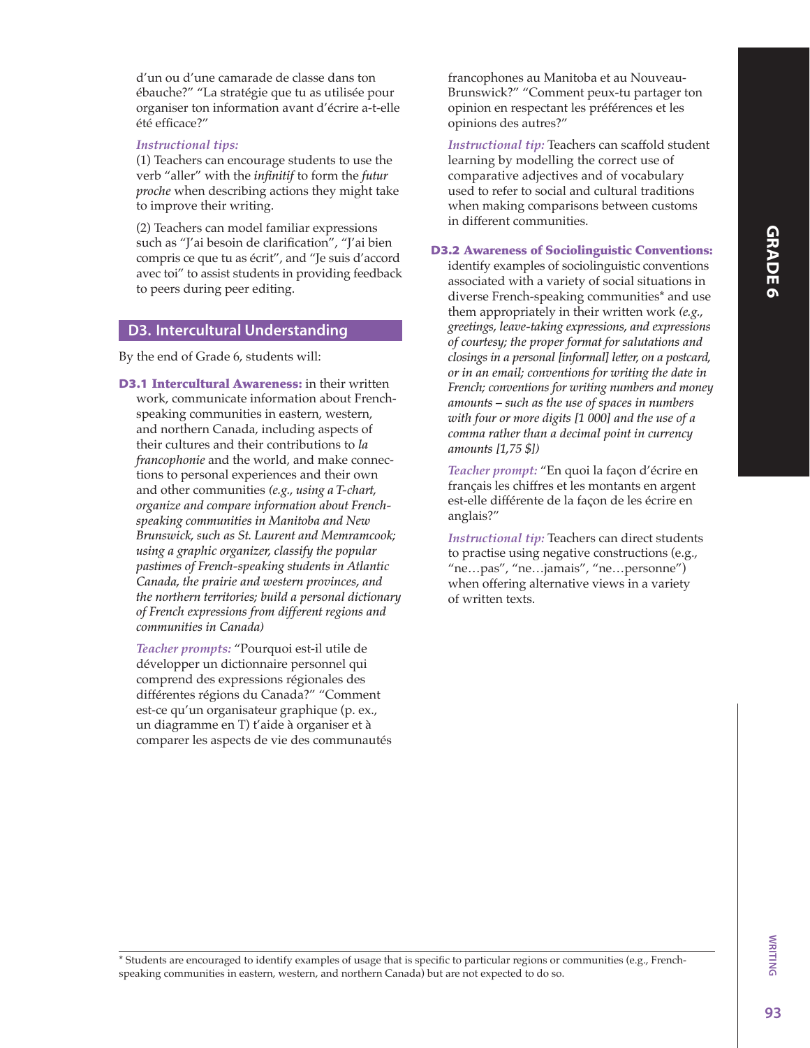d'un ou d'une camarade de classe dans ton ébauche?" "La stratégie que tu as utilisée pour organiser ton information avant d'écrire a-t-elle été efficace?"

*Instructional tips:*
(1) Teachers can encourage students to use the verb "aller" with the *infinitif* to form the *futur proche* when describing actions they might take to improve their writing.

(2) Teachers can model familiar expressions such as "J'ai besoin de clarification", "J'ai bien compris ce que tu as écrit", and "Je suis d'accord avec toi" to assist students in providing feedback to peers during peer editing.

## D3. Intercultural Understanding

By the end of Grade 6, students will:

**D3.1 Intercultural Awareness:** in their written work, communicate information about French-speaking communities in eastern, western, and northern Canada, including aspects of their cultures and their contributions to *la francophonie* and the world, and make connections to personal experiences and their own and other communities *(e.g., using a T-chart, organize and compare information about French-speaking communities in Manitoba and New Brunswick, such as St. Laurent and Memramcook; using a graphic organizer, classify the popular pastimes of French-speaking students in Atlantic Canada, the prairie and western provinces, and the northern territories; build a personal dictionary of French expressions from different regions and communities in Canada)*

*Teacher prompts:* "Pourquoi est-il utile de développer un dictionnaire personnel qui comprend des expressions régionales des différentes régions du Canada?" "Comment est-ce qu'un organisateur graphique (p. ex., un diagramme en T) t'aide à organiser et à comparer les aspects de vie des communautés francophones au Manitoba et au Nouveau-Brunswick?" "Comment peux-tu partager ton opinion en respectant les préférences et les opinions des autres?"

*Instructional tip:* Teachers can scaffold student learning by modelling the correct use of comparative adjectives and of vocabulary used to refer to social and cultural traditions when making comparisons between customs in different communities.

**D3.2 Awareness of Sociolinguistic Conventions:** identify examples of sociolinguistic conventions associated with a variety of social situations in diverse French-speaking communities* and use them appropriately in their written work *(e.g., greetings, leave-taking expressions, and expressions of courtesy; the proper format for salutations and closings in a personal [informal] letter, on a postcard, or in an email; conventions for writing the date in French; conventions for writing numbers and money amounts – such as the use of spaces in numbers with four or more digits [1 000] and the use of a comma rather than a decimal point in currency amounts [1,75 $])*

*Teacher prompt:* "En quoi la façon d'écrire en français les chiffres et les montants en argent est-elle différente de la façon de les écrire en anglais?"

*Instructional tip:* Teachers can direct students to practise using negative constructions (e.g., "ne…pas", "ne…jamais", "ne…personne") when offering alternative views in a variety of written texts.

* Students are encouraged to identify examples of usage that is specific to particular regions or communities (e.g., French-speaking communities in eastern, western, and northern Canada) but are not expected to do so.